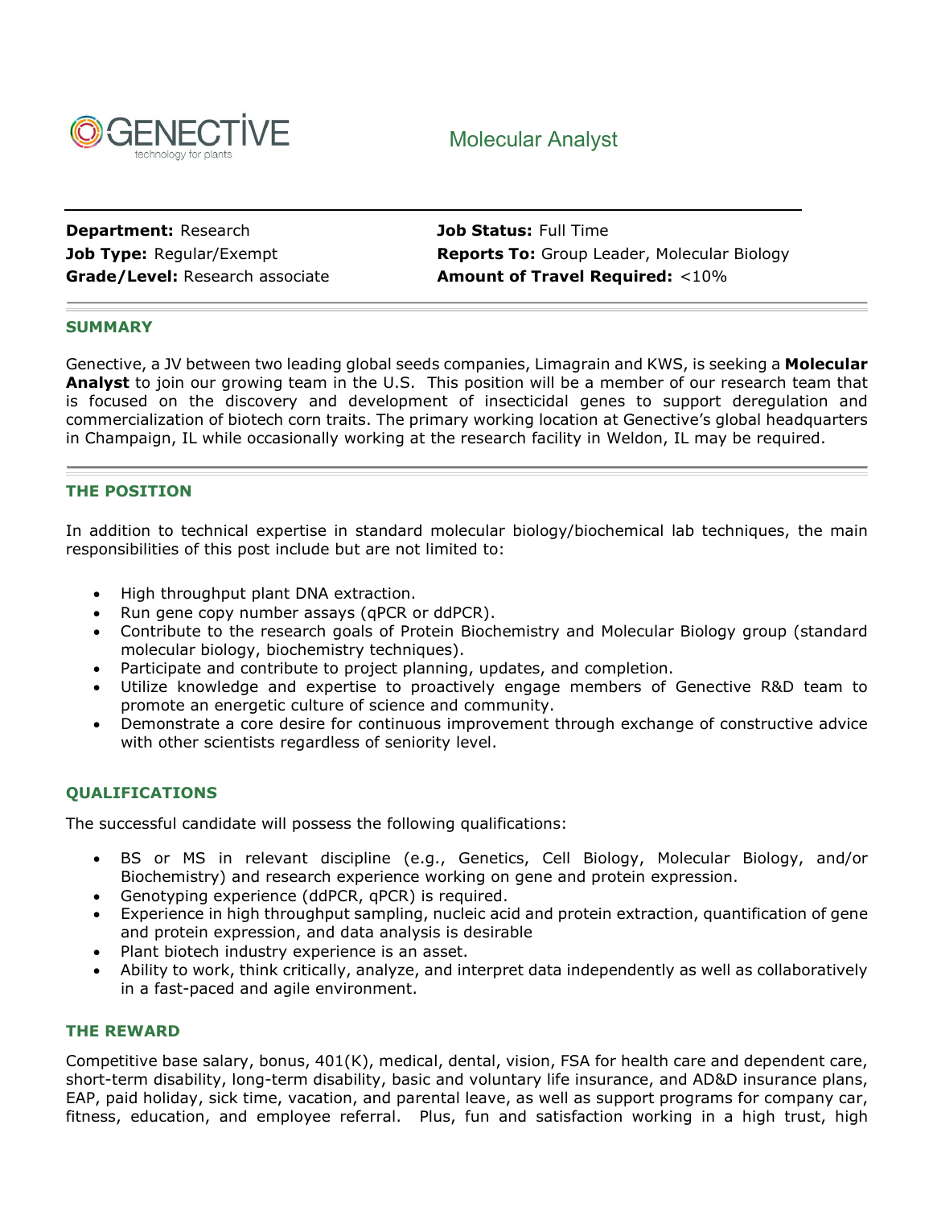GENECTIVE
technology for plants

# Molecular Analyst

**Department:** Research
**Job Type:** Regular/Exempt
**Grade/Level:** Research associate

**Job Status:** Full Time
**Reports To:** Group Leader, Molecular Biology
**Amount of Travel Required:** <10%

## SUMMARY

Genective, a JV between two leading global seeds companies, Limagrain and KWS, is seeking a **Molecular Analyst** to join our growing team in the U.S. This position will be a member of our research team that is focused on the discovery and development of insecticidal genes to support deregulation and commercialization of biotech corn traits. The primary working location at Genective's global headquarters in Champaign, IL while occasionally working at the research facility in Weldon, IL may be required.

## THE POSITION

In addition to technical expertise in standard molecular biology/biochemical lab techniques, the main responsibilities of this post include but are not limited to:

- High throughput plant DNA extraction.
- Run gene copy number assays (qPCR or ddPCR).
- Contribute to the research goals of Protein Biochemistry and Molecular Biology group (standard molecular biology, biochemistry techniques).
- Participate and contribute to project planning, updates, and completion.
- Utilize knowledge and expertise to proactively engage members of Genective R&D team to promote an energetic culture of science and community.
- Demonstrate a core desire for continuous improvement through exchange of constructive advice with other scientists regardless of seniority level.

## QUALIFICATIONS

The successful candidate will possess the following qualifications:

- BS or MS in relevant discipline (e.g., Genetics, Cell Biology, Molecular Biology, and/or Biochemistry) and research experience working on gene and protein expression.
- Genotyping experience (ddPCR, qPCR) is required.
- Experience in high throughput sampling, nucleic acid and protein extraction, quantification of gene and protein expression, and data analysis is desirable
- Plant biotech industry experience is an asset.
- Ability to work, think critically, analyze, and interpret data independently as well as collaboratively in a fast-paced and agile environment.

## THE REWARD

Competitive base salary, bonus, 401(K), medical, dental, vision, FSA for health care and dependent care, short-term disability, long-term disability, basic and voluntary life insurance, and AD&D insurance plans, EAP, paid holiday, sick time, vacation, and parental leave, as well as support programs for company car, fitness, education, and employee referral. Plus, fun and satisfaction working in a high trust, high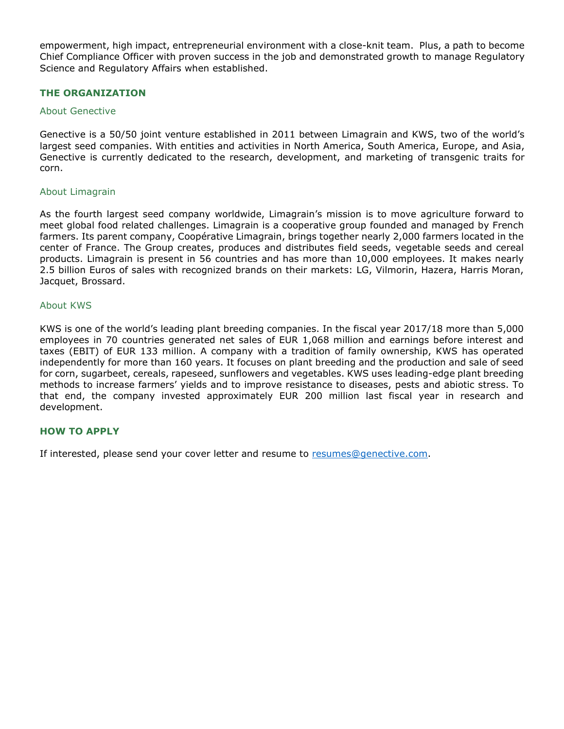empowerment, high impact, entrepreneurial environment with a close-knit team. Plus, a path to become Chief Compliance Officer with proven success in the job and demonstrated growth to manage Regulatory Science and Regulatory Affairs when established.

## THE ORGANIZATION

### About Genective

Genective is a 50/50 joint venture established in 2011 between Limagrain and KWS, two of the world's largest seed companies. With entities and activities in North America, South America, Europe, and Asia, Genective is currently dedicated to the research, development, and marketing of transgenic traits for corn.

### About Limagrain

As the fourth largest seed company worldwide, Limagrain's mission is to move agriculture forward to meet global food related challenges. Limagrain is a cooperative group founded and managed by French farmers. Its parent company, Coopérative Limagrain, brings together nearly 2,000 farmers located in the center of France. The Group creates, produces and distributes field seeds, vegetable seeds and cereal products. Limagrain is present in 56 countries and has more than 10,000 employees. It makes nearly 2.5 billion Euros of sales with recognized brands on their markets: LG, Vilmorin, Hazera, Harris Moran, Jacquet, Brossard.

### About KWS

KWS is one of the world's leading plant breeding companies. In the fiscal year 2017/18 more than 5,000 employees in 70 countries generated net sales of EUR 1,068 million and earnings before interest and taxes (EBIT) of EUR 133 million. A company with a tradition of family ownership, KWS has operated independently for more than 160 years. It focuses on plant breeding and the production and sale of seed for corn, sugarbeet, cereals, rapeseed, sunflowers and vegetables. KWS uses leading-edge plant breeding methods to increase farmers' yields and to improve resistance to diseases, pests and abiotic stress. To that end, the company invested approximately EUR 200 million last fiscal year in research and development.

## HOW TO APPLY

If interested, please send your cover letter and resume to resumes@genective.com.